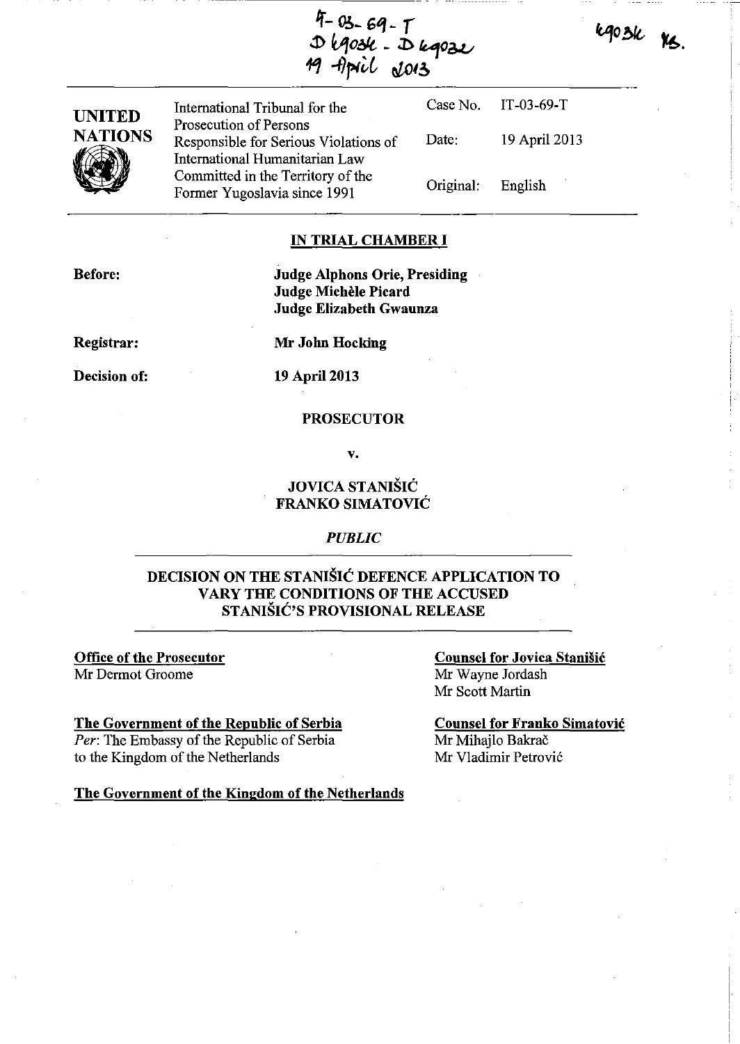IT-03-69-T
D 69036 - D 69032
19 April 2013

69036 YS.

| UNITED NATIONS | International Tribunal for the Prosecution of Persons Responsible for Serious Violations of International Humanitarian Law Committed in the Territory of the Former Yugoslavia since 1991 | Case No. | IT-03-69-T |
|---|---|---|---|
| | | Date: | 19 April 2013 |
| | | Original: | English |

## IN TRIAL CHAMBER I

**Before:** **Judge Alphons Orie, Presiding**
**Judge Michèle Picard**
**Judge Elizabeth Gwaunza**

**Registrar:** **Mr John Hocking**

**Decision of:** **19 April 2013**

**PROSECUTOR**

**v.**

**JOVICA STANIŠIĆ**
**FRANKO SIMATOVIĆ**

***PUBLIC***

## DECISION ON THE STANIŠIĆ DEFENCE APPLICATION TO VARY THE CONDITIONS OF THE ACCUSED STANIŠIĆ'S PROVISIONAL RELEASE

**Office of the Prosecutor**
Mr Dermot Groome

**Counsel for Jovica Stanišić**
Mr Wayne Jordash
Mr Scott Martin

**The Government of the Republic of Serbia**
*Per*: The Embassy of the Republic of Serbia to the Kingdom of the Netherlands

**Counsel for Franko Simatović**
Mr Mihajlo Bakrač
Mr Vladimir Petrović

**The Government of the Kingdom of the Netherlands**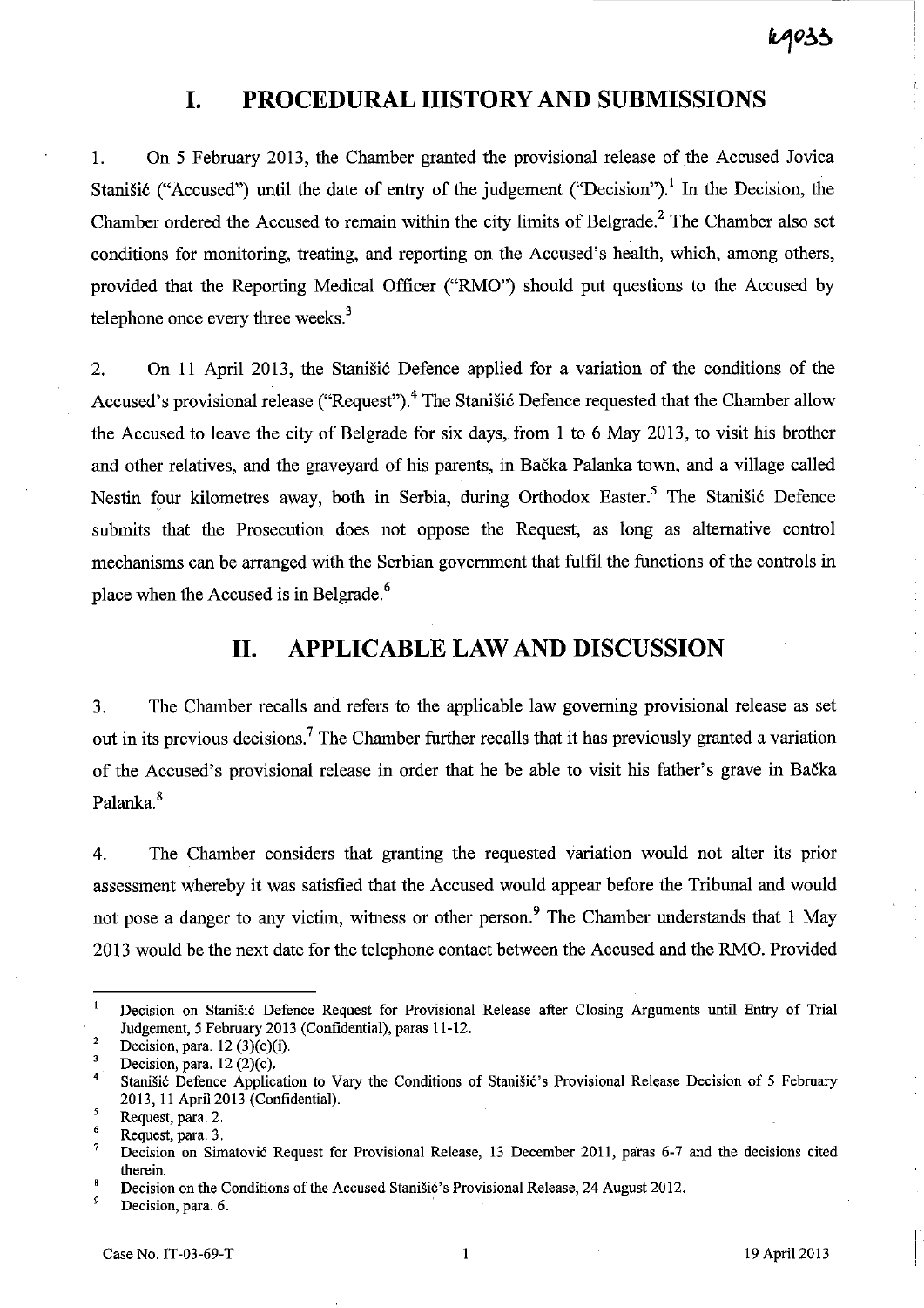# I. PROCEDURAL HISTORY AND SUBMISSIONS

1. On 5 February 2013, the Chamber granted the provisional release of the Accused Jovica Stanišić ("Accused") until the date of entry of the judgement ("Decision").[1] In the Decision, the Chamber ordered the Accused to remain within the city limits of Belgrade.[2] The Chamber also set conditions for monitoring, treating, and reporting on the Accused's health, which, among others, provided that the Reporting Medical Officer ("RMO") should put questions to the Accused by telephone once every three weeks.[3]

2. On 11 April 2013, the Stanišić Defence applied for a variation of the conditions of the Accused's provisional release ("Request").[4] The Stanišić Defence requested that the Chamber allow the Accused to leave the city of Belgrade for six days, from 1 to 6 May 2013, to visit his brother and other relatives, and the graveyard of his parents, in Bačka Palanka town, and a village called Nestin four kilometres away, both in Serbia, during Orthodox Easter.[5] The Stanišić Defence submits that the Prosecution does not oppose the Request, as long as alternative control mechanisms can be arranged with the Serbian government that fulfil the functions of the controls in place when the Accused is in Belgrade.[6]

# II. APPLICABLE LAW AND DISCUSSION

3. The Chamber recalls and refers to the applicable law governing provisional release as set out in its previous decisions.[7] The Chamber further recalls that it has previously granted a variation of the Accused's provisional release in order that he be able to visit his father's grave in Bačka Palanka.[8]

4. The Chamber considers that granting the requested variation would not alter its prior assessment whereby it was satisfied that the Accused would appear before the Tribunal and would not pose a danger to any victim, witness or other person.[9] The Chamber understands that 1 May 2013 would be the next date for the telephone contact between the Accused and the RMO. Provided

---

[1] Decision on Stanišić Defence Request for Provisional Release after Closing Arguments until Entry of Trial Judgement, 5 February 2013 (Confidential), paras 11-12.

[2] Decision, para. 12 (3)(e)(i).

[3] Decision, para. 12 (2)(c).

[4] Stanišić Defence Application to Vary the Conditions of Stanišić's Provisional Release Decision of 5 February 2013, 11 April 2013 (Confidential).

[5] Request, para. 2.

[6] Request, para. 3.

[7] Decision on Simatović Request for Provisional Release, 13 December 2011, paras 6-7 and the decisions cited therein.

[8] Decision on the Conditions of the Accused Stanišić's Provisional Release, 24 August 2012.

[9] Decision, para. 6.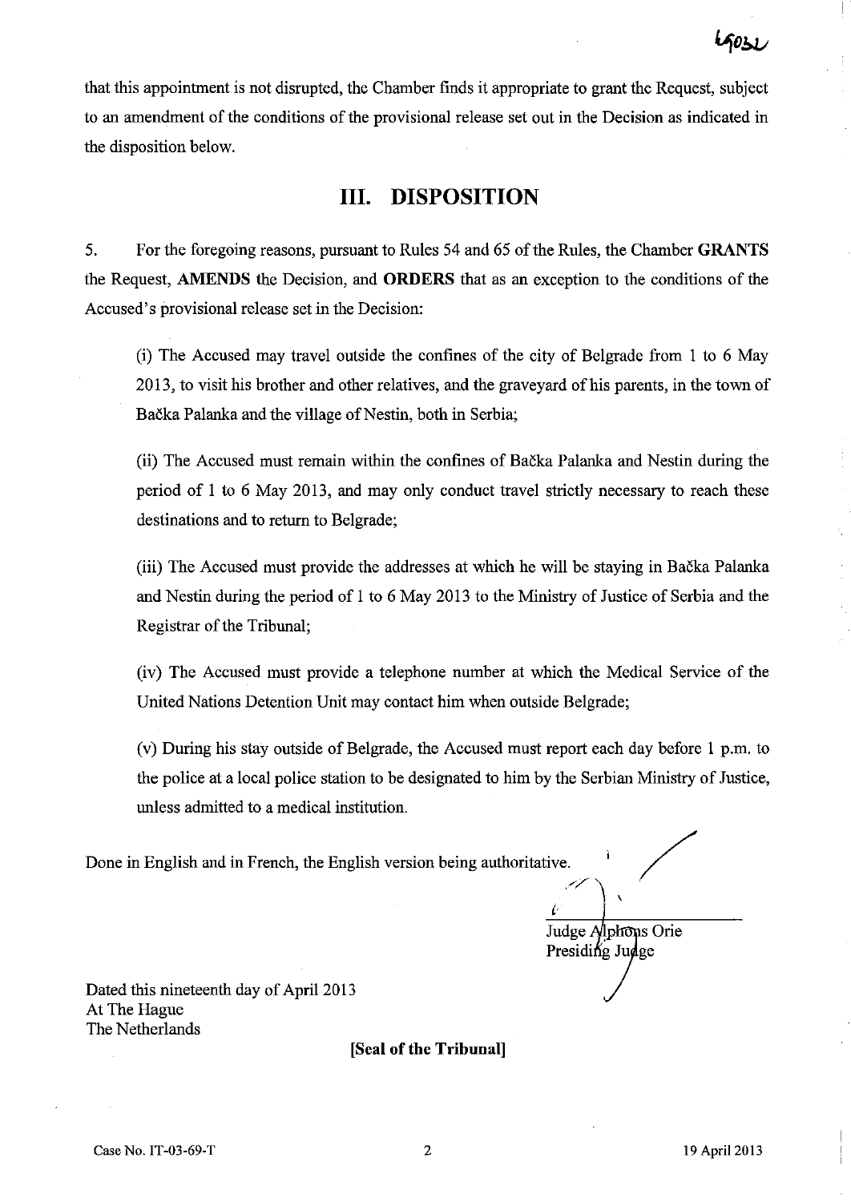that this appointment is not disrupted, the Chamber finds it appropriate to grant the Request, subject to an amendment of the conditions of the provisional release set out in the Decision as indicated in the disposition below.

## III. DISPOSITION

5. For the foregoing reasons, pursuant to Rules 54 and 65 of the Rules, the Chamber **GRANTS** the Request, **AMENDS** the Decision, and **ORDERS** that as an exception to the conditions of the Accused's provisional release set in the Decision:

(i) The Accused may travel outside the confines of the city of Belgrade from 1 to 6 May 2013, to visit his brother and other relatives, and the graveyard of his parents, in the town of Bačka Palanka and the village of Nestin, both in Serbia;

(ii) The Accused must remain within the confines of Bačka Palanka and Nestin during the period of 1 to 6 May 2013, and may only conduct travel strictly necessary to reach these destinations and to return to Belgrade;

(iii) The Accused must provide the addresses at which he will be staying in Bačka Palanka and Nestin during the period of 1 to 6 May 2013 to the Ministry of Justice of Serbia and the Registrar of the Tribunal;

(iv) The Accused must provide a telephone number at which the Medical Service of the United Nations Detention Unit may contact him when outside Belgrade;

(v) During his stay outside of Belgrade, the Accused must report each day before 1 p.m. to the police at a local police station to be designated to him by the Serbian Ministry of Justice, unless admitted to a medical institution.

Done in English and in French, the English version being authoritative.

Judge Alphons Orie
Presiding Judge

Dated this nineteenth day of April 2013
At The Hague
The Netherlands

**[Seal of the Tribunal]**